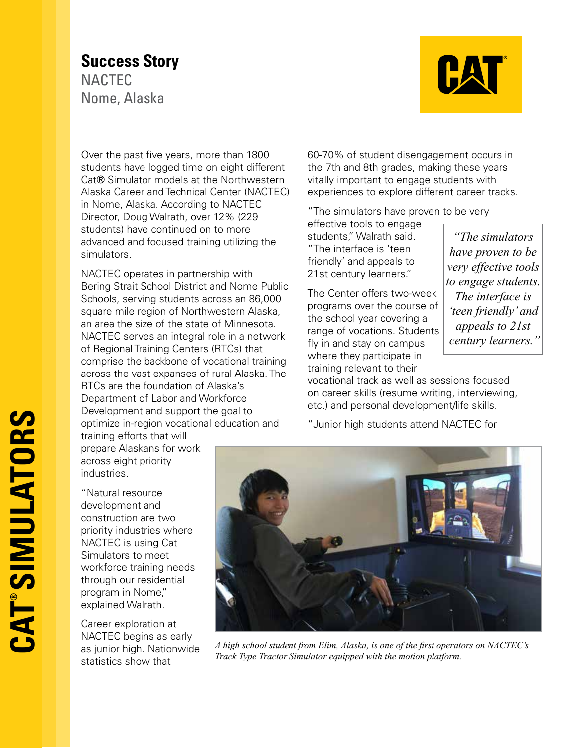# Success Story

NACTEC
Nome, Alaska

Over the past five years, more than 1800 students have logged time on eight different Cat® Simulator models at the Northwestern Alaska Career and Technical Center (NACTEC) in Nome, Alaska. According to NACTEC Director, Doug Walrath, over 12% (229 students) have continued on to more advanced and focused training utilizing the simulators.

NACTEC operates in partnership with Bering Strait School District and Nome Public Schools, serving students across an 86,000 square mile region of Northwestern Alaska, an area the size of the state of Minnesota. NACTEC serves an integral role in a network of Regional Training Centers (RTCs) that comprise the backbone of vocational training across the vast expanses of rural Alaska. The RTCs are the foundation of Alaska's Department of Labor and Workforce Development and support the goal to optimize in-region vocational education and training efforts that will prepare Alaskans for work across eight priority industries.

"Natural resource development and construction are two priority industries where NACTEC is using Cat Simulators to meet workforce training needs through our residential program in Nome," explained Walrath.

Career exploration at NACTEC begins as early as junior high. Nationwide statistics show that 60-70% of student disengagement occurs in the 7th and 8th grades, making these years vitally important to engage students with experiences to explore different career tracks.

"The simulators have proven to be very effective tools to engage students," Walrath said. "The interface is 'teen friendly' and appeals to 21st century learners."

> *"The simulators have proven to be very effective tools to engage students. The interface is 'teen friendly' and appeals to 21st century learners."*

The Center offers two-week programs over the course of the school year covering a range of vocations. Students fly in and stay on campus where they participate in training relevant to their vocational track as well as sessions focused on career skills (resume writing, interviewing, etc.) and personal development/life skills.

"Junior high students attend NACTEC for

*A high school student from Elim, Alaska, is one of the first operators on NACTEC's Track Type Tractor Simulator equipped with the motion platform.*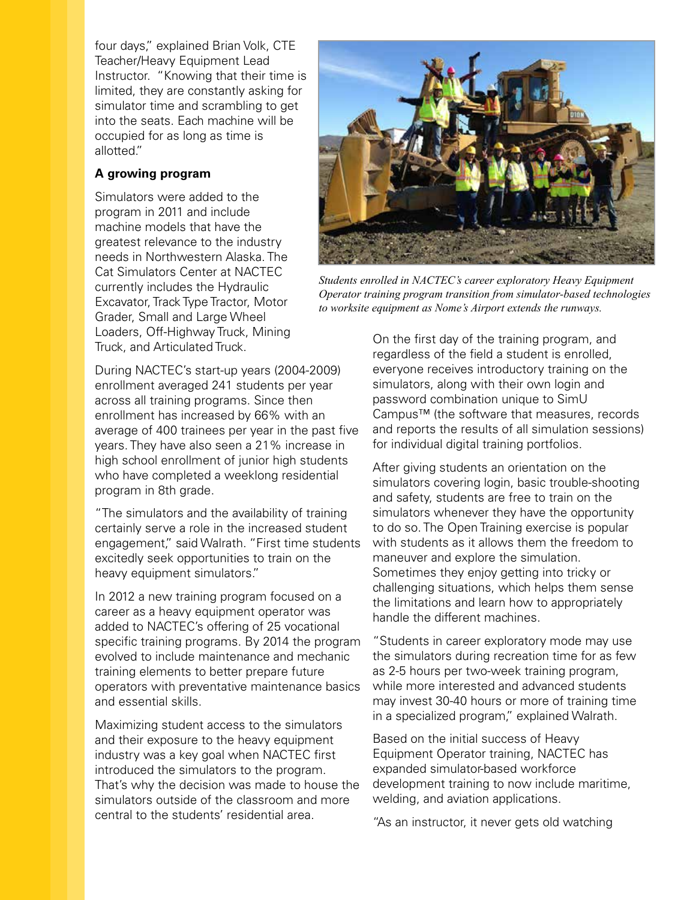four days," explained Brian Volk, CTE Teacher/Heavy Equipment Lead Instructor. "Knowing that their time is limited, they are constantly asking for simulator time and scrambling to get into the seats. Each machine will be occupied for as long as time is allotted."

**A growing program**

Simulators were added to the program in 2011 and include machine models that have the greatest relevance to the industry needs in Northwestern Alaska. The Cat Simulators Center at NACTEC currently includes the Hydraulic Excavator, Track Type Tractor, Motor Grader, Small and Large Wheel Loaders, Off-Highway Truck, Mining Truck, and Articulated Truck.

During NACTEC's start-up years (2004-2009) enrollment averaged 241 students per year across all training programs. Since then enrollment has increased by 66% with an average of 400 trainees per year in the past five years. They have also seen a 21% increase in high school enrollment of junior high students who have completed a weeklong residential program in 8th grade.

"The simulators and the availability of training certainly serve a role in the increased student engagement," said Walrath. "First time students excitedly seek opportunities to train on the heavy equipment simulators."

In 2012 a new training program focused on a career as a heavy equipment operator was added to NACTEC's offering of 25 vocational specific training programs. By 2014 the program evolved to include maintenance and mechanic training elements to better prepare future operators with preventative maintenance basics and essential skills.

Maximizing student access to the simulators and their exposure to the heavy equipment industry was a key goal when NACTEC first introduced the simulators to the program. That's why the decision was made to house the simulators outside of the classroom and more central to the students' residential area.

*Students enrolled in NACTEC's career exploratory Heavy Equipment Operator training program transition from simulator-based technologies to worksite equipment as Nome's Airport extends the runways.*

On the first day of the training program, and regardless of the field a student is enrolled, everyone receives introductory training on the simulators, along with their own login and password combination unique to SimU Campus™ (the software that measures, records and reports the results of all simulation sessions) for individual digital training portfolios.

After giving students an orientation on the simulators covering login, basic trouble-shooting and safety, students are free to train on the simulators whenever they have the opportunity to do so. The Open Training exercise is popular with students as it allows them the freedom to maneuver and explore the simulation. Sometimes they enjoy getting into tricky or challenging situations, which helps them sense the limitations and learn how to appropriately handle the different machines.

"Students in career exploratory mode may use the simulators during recreation time for as few as 2-5 hours per two-week training program, while more interested and advanced students may invest 30-40 hours or more of training time in a specialized program," explained Walrath.

Based on the initial success of Heavy Equipment Operator training, NACTEC has expanded simulator-based workforce development training to now include maritime, welding, and aviation applications.

"As an instructor, it never gets old watching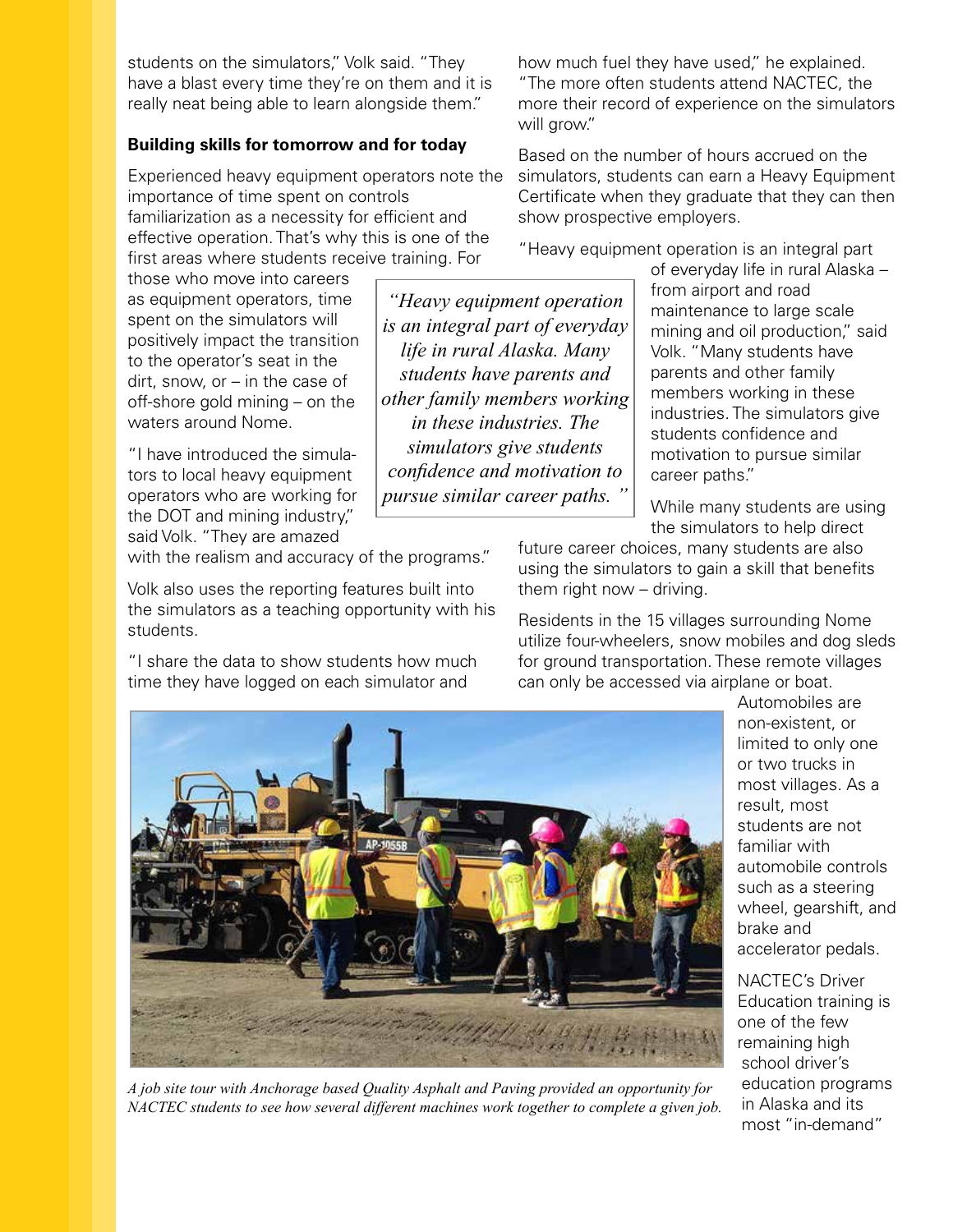students on the simulators," Volk said. "They have a blast every time they're on them and it is really neat being able to learn alongside them."

**Building skills for tomorrow and for today**

Experienced heavy equipment operators note the importance of time spent on controls familiarization as a necessity for efficient and effective operation. That's why this is one of the first areas where students receive training. For those who move into careers as equipment operators, time spent on the simulators will positively impact the transition to the operator's seat in the dirt, snow, or – in the case of off-shore gold mining – on the waters around Nome.

"I have introduced the simulators to local heavy equipment operators who are working for the DOT and mining industry," said Volk. "They are amazed with the realism and accuracy of the programs."

Volk also uses the reporting features built into the simulators as a teaching opportunity with his students.

"I share the data to show students how much time they have logged on each simulator and how much fuel they have used," he explained. "The more often students attend NACTEC, the more their record of experience on the simulators will grow."

Based on the number of hours accrued on the simulators, students can earn a Heavy Equipment Certificate when they graduate that they can then show prospective employers.

"Heavy equipment operation is an integral part of everyday life in rural Alaska – from airport and road maintenance to large scale mining and oil production," said Volk. "Many students have parents and other family members working in these industries. The simulators give students confidence and motivation to pursue similar career paths."

*"Heavy equipment operation is an integral part of everyday life in rural Alaska. Many students have parents and other family members working in these industries. The simulators give students confidence and motivation to pursue similar career paths."*

While many students are using the simulators to help direct future career choices, many students are also using the simulators to gain a skill that benefits them right now – driving.

Residents in the 15 villages surrounding Nome utilize four-wheelers, snow mobiles and dog sleds for ground transportation. These remote villages can only be accessed via airplane or boat. Automobiles are non-existent, or limited to only one or two trucks in most villages. As a result, most students are not familiar with automobile controls such as a steering wheel, gearshift, and brake and accelerator pedals.

*A job site tour with Anchorage based Quality Asphalt and Paving provided an opportunity for NACTEC students to see how several different machines work together to complete a given job.*

NACTEC's Driver Education training is one of the few remaining high school driver's education programs in Alaska and its most "in-demand"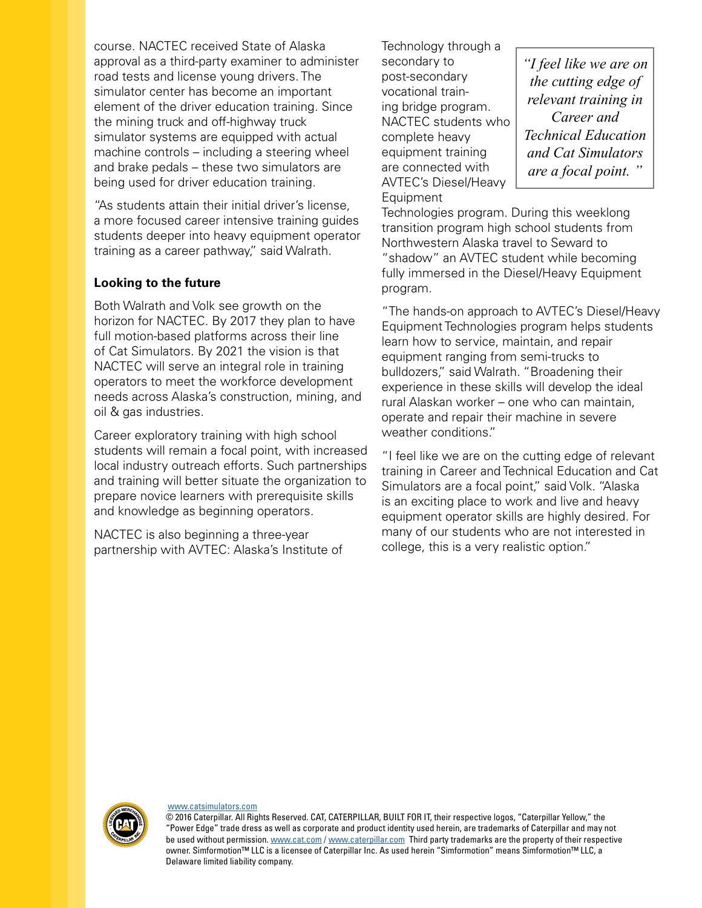course. NACTEC received State of Alaska approval as a third-party examiner to administer road tests and license young drivers. The simulator center has become an important element of the driver education training. Since the mining truck and off-highway truck simulator systems are equipped with actual machine controls – including a steering wheel and brake pedals – these two simulators are being used for driver education training.

"As students attain their initial driver's license, a more focused career intensive training guides students deeper into heavy equipment operator training as a career pathway," said Walrath.

**Looking to the future**

Both Walrath and Volk see growth on the horizon for NACTEC. By 2017 they plan to have full motion-based platforms across their line of Cat Simulators. By 2021 the vision is that NACTEC will serve an integral role in training operators to meet the workforce development needs across Alaska's construction, mining, and oil & gas industries.

Career exploratory training with high school students will remain a focal point, with increased local industry outreach efforts. Such partnerships and training will better situate the organization to prepare novice learners with prerequisite skills and knowledge as beginning operators.

NACTEC is also beginning a three-year partnership with AVTEC: Alaska's Institute of Technology through a secondary to post-secondary vocational training bridge program. NACTEC students who complete heavy equipment training are connected with AVTEC's Diesel/Heavy Equipment Technologies program. During this weeklong transition program high school students from Northwestern Alaska travel to Seward to "shadow" an AVTEC student while becoming fully immersed in the Diesel/Heavy Equipment program.

*"I feel like we are on the cutting edge of relevant training in Career and Technical Education and Cat Simulators are a focal point."*

"The hands-on approach to AVTEC's Diesel/Heavy Equipment Technologies program helps students learn how to service, maintain, and repair equipment ranging from semi-trucks to bulldozers," said Walrath. "Broadening their experience in these skills will develop the ideal rural Alaskan worker – one who can maintain, operate and repair their machine in severe weather conditions."

"I feel like we are on the cutting edge of relevant training in Career and Technical Education and Cat Simulators are a focal point," said Volk. "Alaska is an exciting place to work and live and heavy equipment operator skills are highly desired. For many of our students who are not interested in college, this is a very realistic option."

www.catsimulators.com

© 2016 Caterpillar. All Rights Reserved. CAT, CATERPILLAR, BUILT FOR IT, their respective logos, "Caterpillar Yellow," the "Power Edge" trade dress as well as corporate and product identity used herein, are trademarks of Caterpillar and may not be used without permission. www.cat.com / www.caterpillar.com Third party trademarks are the property of their respective owner. Simformotion™ LLC is a licensee of Caterpillar Inc. As used herein "Simformotion" means Simformotion™ LLC, a Delaware limited liability company.